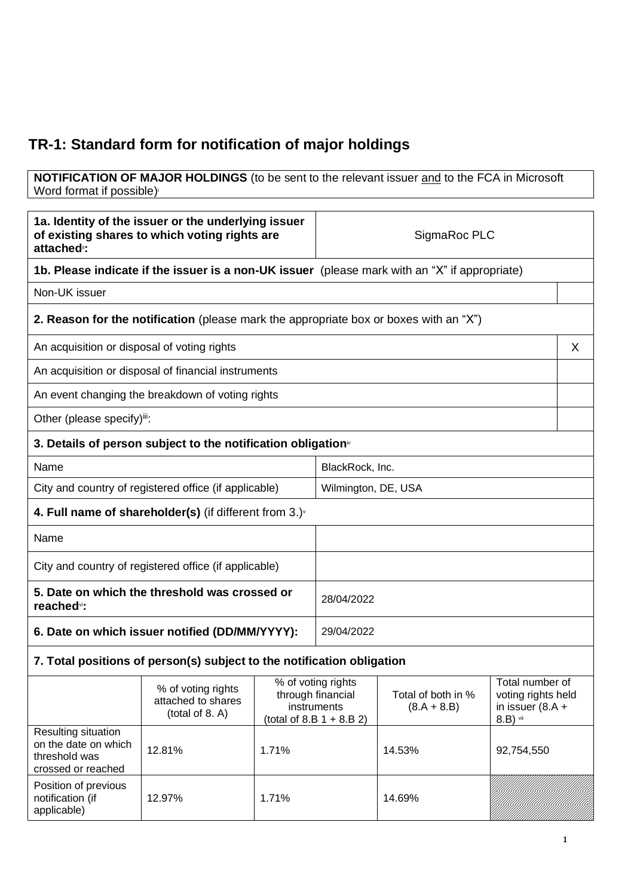# TR-1: Standard form for notification of major holdings

**NOTIFICATION OF MAJOR HOLDINGS** (to be sent to the relevant issuer and to the FCA in Microsoft Word format if possible)[i]

| | |
|---|---|
| **1a. Identity of the issuer or the underlying issuer of existing shares to which voting rights are attached**[ii]**:** | SigmaRoc PLC |

**1b. Please indicate if the issuer is a non-UK issuer** (please mark with an "X" if appropriate)

| | |
|---|---|
| Non-UK issuer | |

**2. Reason for the notification** (please mark the appropriate box or boxes with an "X")

| | |
|---|---|
| An acquisition or disposal of voting rights | X |
| An acquisition or disposal of financial instruments | |
| An event changing the breakdown of voting rights | |
| Other (please specify)[iii]: | |

**3. Details of person subject to the notification obligation**[iv]

| | |
|---|---|
| Name | BlackRock, Inc. |
| City and country of registered office (if applicable) | Wilmington, DE, USA |

**4. Full name of shareholder(s)** (if different from 3.)[v]

| | |
|---|---|
| Name | |
| City and country of registered office (if applicable) | |

| | |
|---|---|
| **5. Date on which the threshold was crossed or reached**[vi]**:** | 28/04/2022 |
| **6. Date on which issuer notified (DD/MM/YYYY):** | 29/04/2022 |

**7. Total positions of person(s) subject to the notification obligation**

| | % of voting rights attached to shares (total of 8. A) | % of voting rights through financial instruments (total of 8.B 1 + 8.B 2) | Total of both in % (8.A + 8.B) | Total number of voting rights held in issuer (8.A + 8.B) [vii] |
|---|---|---|---|---|
| Resulting situation on the date on which threshold was crossed or reached | 12.81% | 1.71% | 14.53% | 92,754,550 |
| Position of previous notification (if applicable) | 12.97% | 1.71% | 14.69% | |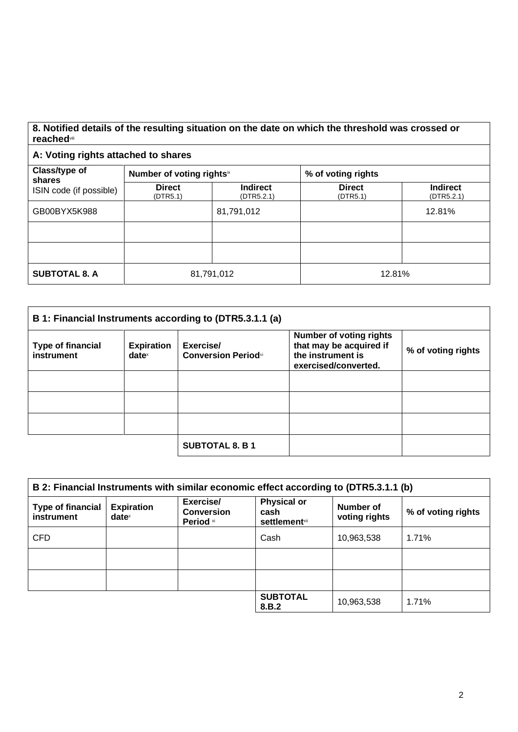**8. Notified details of the resulting situation on the date on which the threshold was crossed or reached**[viii]

**A: Voting rights attached to shares**

| Class/type of shares<br>ISIN code (if possible) | Number of voting rights[ix] | | % of voting rights | |
|---|---|---|---|---|
| | **Direct** (DTR5.1) | **Indirect** (DTR5.2.1) | **Direct** (DTR5.1) | **Indirect** (DTR5.2.1) |
| GB00BYX5K988 | | 81,791,012 | | 12.81% |
| | | | | |
| | | | | |
| **SUBTOTAL 8. A** | 81,791,012 | | 12.81% | |

**B 1: Financial Instruments according to (DTR5.3.1.1 (a)**

| Type of financial instrument | Expiration date[x] | Exercise/ Conversion Period[xi] | Number of voting rights that may be acquired if the instrument is exercised/converted. | % of voting rights |
|---|---|---|---|---|
| | | | | |
| | | | | |
| | | | | |
| | | **SUBTOTAL 8. B 1** | | |

**B 2: Financial Instruments with similar economic effect according to (DTR5.3.1.1 (b)**

| Type of financial instrument | Expiration date[x] | Exercise/ Conversion Period [xi] | Physical or cash settlement[xii] | Number of voting rights | % of voting rights |
|---|---|---|---|---|---|
| CFD | | | Cash | 10,963,538 | 1.71% |
| | | | | | |
| | | | | | |
| | | | **SUBTOTAL 8.B.2** | 10,963,538 | 1.71% |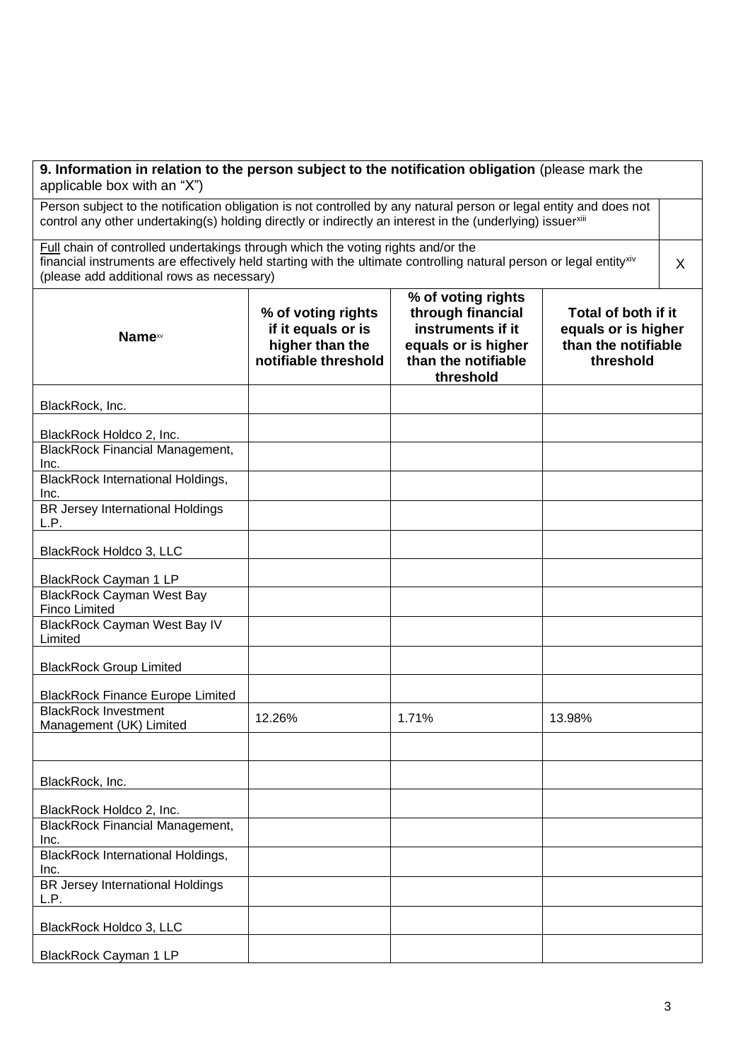| **9. Information in relation to the person subject to the notification obligation** (please mark the applicable box with an "X") | |
|---|---|
| Person subject to the notification obligation is not controlled by any natural person or legal entity and does not control any other undertaking(s) holding directly or indirectly an interest in the (underlying) issuer[xiii] | |
| Full chain of controlled undertakings through which the voting rights and/or the financial instruments are effectively held starting with the ultimate controlling natural person or legal entity[xiv] (please add additional rows as necessary) | X |

| **Name**[xv] | **% of voting rights if it equals or is higher than the notifiable threshold** | **% of voting rights through financial instruments if it equals or is higher than the notifiable threshold** | **Total of both if it equals or is higher than the notifiable threshold** |
|---|---|---|---|
| BlackRock, Inc. | | | |
| BlackRock Holdco 2, Inc. | | | |
| BlackRock Financial Management, Inc. | | | |
| BlackRock International Holdings, Inc. | | | |
| BR Jersey International Holdings L.P. | | | |
| BlackRock Holdco 3, LLC | | | |
| BlackRock Cayman 1 LP | | | |
| BlackRock Cayman West Bay Finco Limited | | | |
| BlackRock Cayman West Bay IV Limited | | | |
| BlackRock Group Limited | | | |
| BlackRock Finance Europe Limited | | | |
| BlackRock Investment Management (UK) Limited | 12.26% | 1.71% | 13.98% |
| | | | |
| BlackRock, Inc. | | | |
| BlackRock Holdco 2, Inc. | | | |
| BlackRock Financial Management, Inc. | | | |
| BlackRock International Holdings, Inc. | | | |
| BR Jersey International Holdings L.P. | | | |
| BlackRock Holdco 3, LLC | | | |
| BlackRock Cayman 1 LP | | | |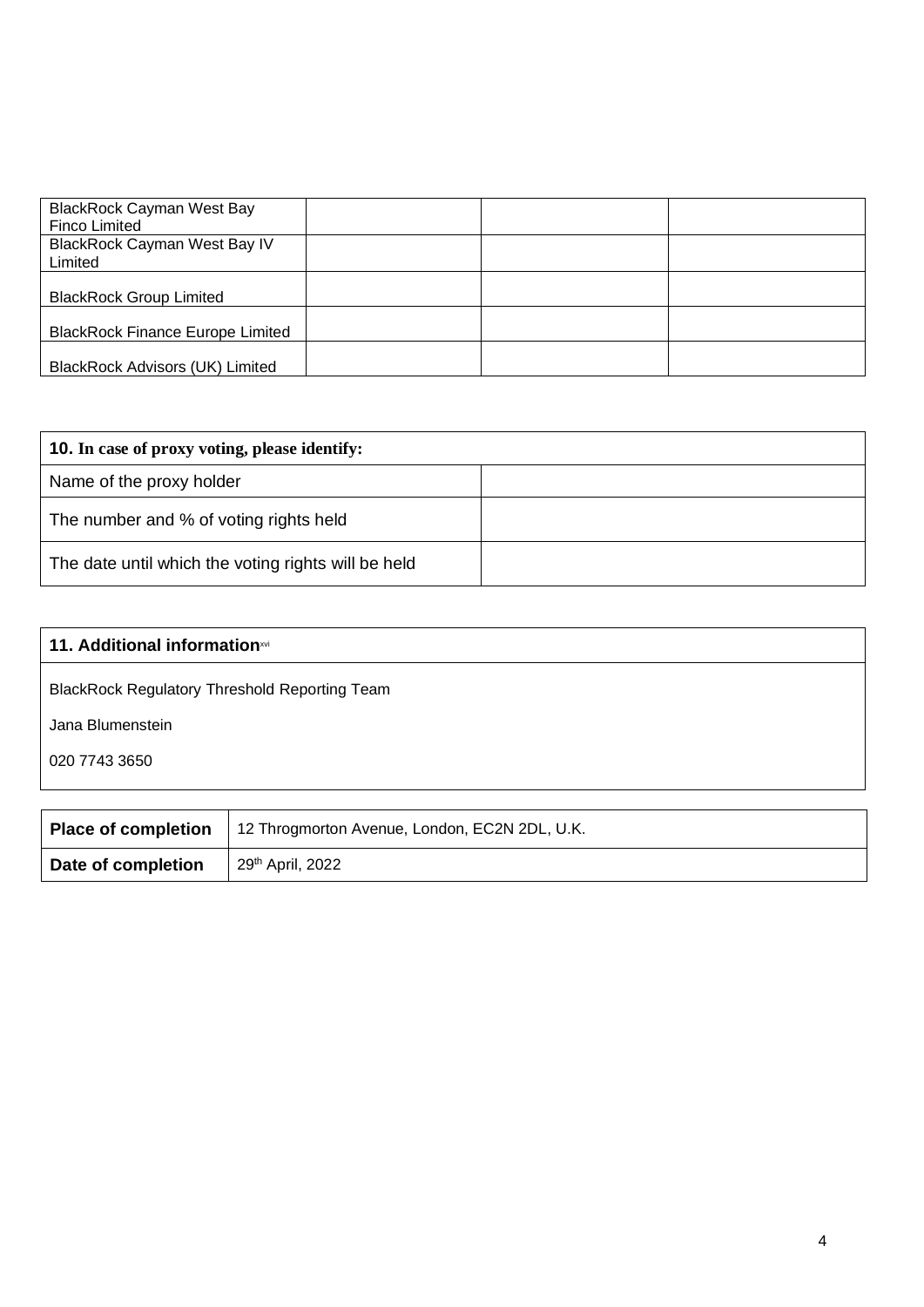| | | | |
|---|---|---|---|
| BlackRock Cayman West Bay Finco Limited | | | |
| BlackRock Cayman West Bay IV Limited | | | |
| BlackRock Group Limited | | | |
| BlackRock Finance Europe Limited | | | |
| BlackRock Advisors (UK) Limited | | | |

| **10. In case of proxy voting, please identify:** | |
|---|---|
| Name of the proxy holder | |
| The number and % of voting rights held | |
| The date until which the voting rights will be held | |

**11. Additional information**[xvi]

BlackRock Regulatory Threshold Reporting Team

Jana Blumenstein

020 7743 3650

| | |
|---|---|
| **Place of completion** | 12 Throgmorton Avenue, London, EC2N 2DL, U.K. |
| **Date of completion** | 29th April, 2022 |